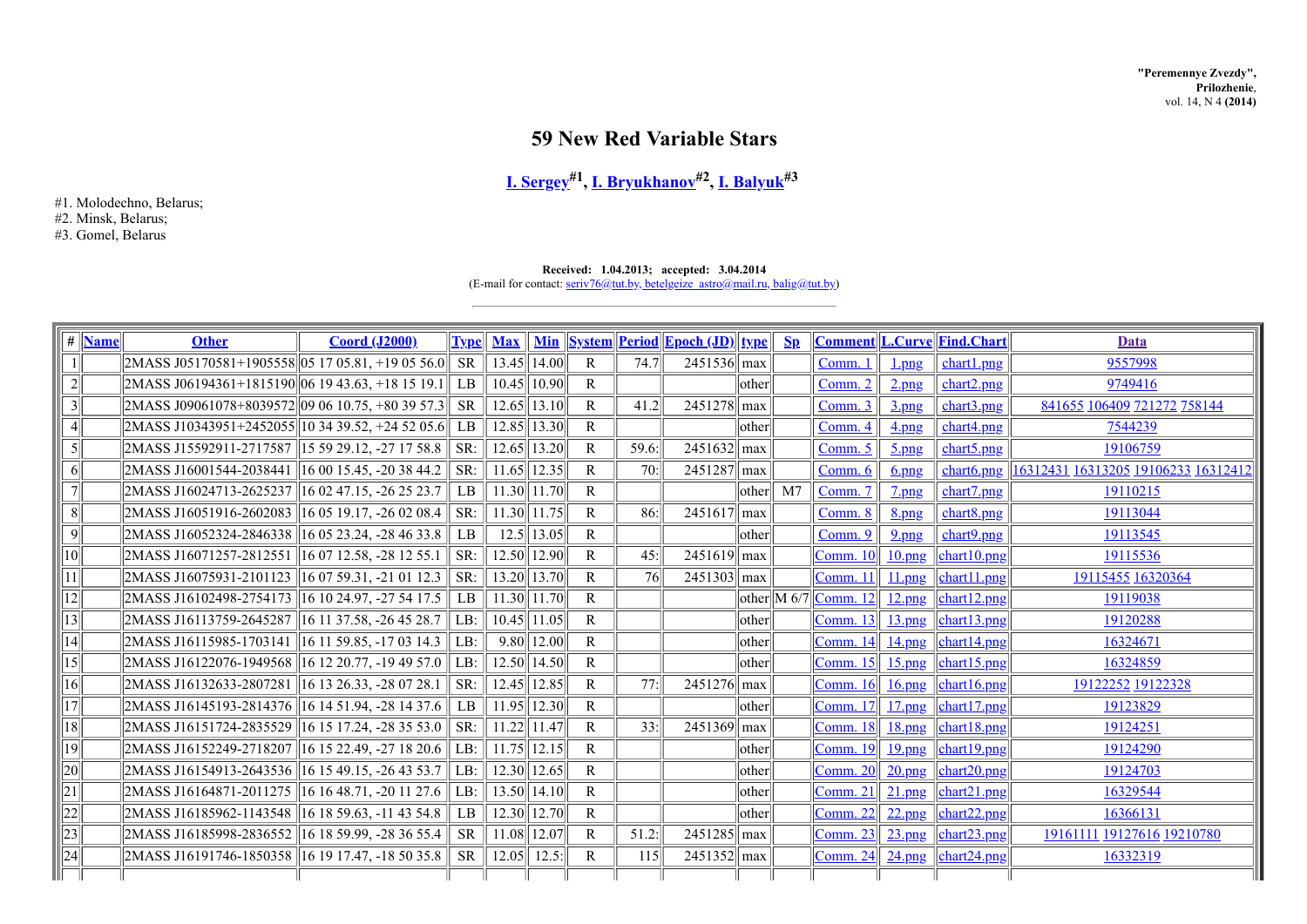"Peremennye Zvezdy",
**Prilozhenie**,
vol. 14, N 4 **(2014)**

# 59 New Red Variable Stars

## I. Sergey[#1], I. Bryukhanov[#2], I. Balyuk[#3]

#1. Molodechno, Belarus;
#2. Minsk, Belarus;
#3. Gomel, Belarus

**Received: 1.04.2013; accepted: 3.04.2014**
(E-mail for contact: seriv76@tut.by, betelgeize_astro@mail.ru, balig@tut.by)

---

| # | Name | Other | Coord (J2000) | Type | Max | Min | System | Period | Epoch (JD) | type | Sp | Comment | L.Curve | Find.Chart | Data |
|---|---|---|---|---|---|---|---|---|---|---|---|---|---|---|---|
| 1 | | 2MASS J05170581+1905558 | 05 17 05.81, +19 05 56.0 | SR | 13.45 | 14.00 | R | 74.7 | 2451536 | max | | Comm. 1 | 1.png | chart1.png | 9557998 |
| 2 | | 2MASS J06194361+1815190 | 06 19 43.63, +18 15 19.1 | LB | 10.45 | 10.90 | R | | | other | | Comm. 2 | 2.png | chart2.png | 9749416 |
| 3 | | 2MASS J09061078+8039572 | 09 06 10.75, +80 39 57.3 | SR | 12.65 | 13.10 | R | 41.2 | 2451278 | max | | Comm. 3 | 3.png | chart3.png | 841655 106409 721272 758144 |
| 4 | | 2MASS J10343951+2452055 | 10 34 39.52, +24 52 05.6 | LB | 12.85 | 13.30 | R | | | other | | Comm. 4 | 4.png | chart4.png | 7544239 |
| 5 | | 2MASS J15592911-2717587 | 15 59 29.12, -27 17 58.8 | SR: | 12.65 | 13.20 | R | 59.6: | 2451632 | max | | Comm. 5 | 5.png | chart5.png | 19106759 |
| 6 | | 2MASS J16001544-2038441 | 16 00 15.45, -20 38 44.2 | SR: | 11.65 | 12.35 | R | 70: | 2451287 | max | | Comm. 6 | 6.png | chart6.png | 16312431 16313205 19106233 16312412 |
| 7 | | 2MASS J16024713-2625237 | 16 02 47.15, -26 25 23.7 | LB | 11.30 | 11.70 | R | | | other | M7 | Comm. 7 | 7.png | chart7.png | 19110215 |
| 8 | | 2MASS J16051916-2602083 | 16 05 19.17, -26 02 08.4 | SR: | 11.30 | 11.75 | R | 86: | 2451617 | max | | Comm. 8 | 8.png | chart8.png | 19113044 |
| 9 | | 2MASS J16052324-2846338 | 16 05 23.24, -28 46 33.8 | LB | 12.5 | 13.05 | R | | | other | | Comm. 9 | 9.png | chart9.png | 19113545 |
| 10 | | 2MASS J16071257-2812551 | 16 07 12.58, -28 12 55.1 | SR: | 12.50 | 12.90 | R | 45: | 2451619 | max | | Comm. 10 | 10.png | chart10.png | 19115536 |
| 11 | | 2MASS J16075931-2101123 | 16 07 59.31, -21 01 12.3 | SR: | 13.20 | 13.70 | R | 76 | 2451303 | max | | Comm. 11 | 11.png | chart11.png | 19115455 16320364 |
| 12 | | 2MASS J16102498-2754173 | 16 10 24.97, -27 54 17.5 | LB | 11.30 | 11.70 | R | | | other | M 6/7 | Comm. 12 | 12.png | chart12.png | 19119038 |
| 13 | | 2MASS J16113759-2645287 | 16 11 37.58, -26 45 28.7 | LB: | 10.45 | 11.05 | R | | | other | | Comm. 13 | 13.png | chart13.png | 19120288 |
| 14 | | 2MASS J16115985-1703141 | 16 11 59.85, -17 03 14.3 | LB: | 9.80 | 12.00 | R | | | other | | Comm. 14 | 14.png | chart14.png | 16324671 |
| 15 | | 2MASS J16122076-1949568 | 16 12 20.77, -19 49 57.0 | LB: | 12.50 | 14.50 | R | | | other | | Comm. 15 | 15.png | chart15.png | 16324859 |
| 16 | | 2MASS J16132633-2807281 | 16 13 26.33, -28 07 28.1 | SR: | 12.45 | 12.85 | R | 77: | 2451276 | max | | Comm. 16 | 16.png | chart16.png | 19122252 19122328 |
| 17 | | 2MASS J16145193-2814376 | 16 14 51.94, -28 14 37.6 | LB | 11.95 | 12.30 | R | | | other | | Comm. 17 | 17.png | chart17.png | 19123829 |
| 18 | | 2MASS J16151724-2835529 | 16 15 17.24, -28 35 53.0 | SR: | 11.22 | 11.47 | R | 33: | 2451369 | max | | Comm. 18 | 18.png | chart18.png | 19124251 |
| 19 | | 2MASS J16152249-2718207 | 16 15 22.49, -27 18 20.6 | LB: | 11.75 | 12.15 | R | | | other | | Comm. 19 | 19.png | chart19.png | 19124290 |
| 20 | | 2MASS J16154913-2643536 | 16 15 49.15, -26 43 53.7 | LB: | 12.30 | 12.65 | R | | | other | | Comm. 20 | 20.png | chart20.png | 19124703 |
| 21 | | 2MASS J16164871-2011275 | 16 16 48.71, -20 11 27.6 | LB: | 13.50 | 14.10 | R | | | other | | Comm. 21 | 21.png | chart21.png | 16329544 |
| 22 | | 2MASS J16185962-1143548 | 16 18 59.63, -11 43 54.8 | LB | 12.30 | 12.70 | R | | | other | | Comm. 22 | 22.png | chart22.png | 16366131 |
| 23 | | 2MASS J16185998-2836552 | 16 18 59.99, -28 36 55.4 | SR | 11.08 | 12.07 | R | 51.2: | 2451285 | max | | Comm. 23 | 23.png | chart23.png | 19161111 19127616 19210780 |
| 24 | | 2MASS J16191746-1850358 | 16 19 17.47, -18 50 35.8 | SR | 12.05 | 12.5: | R | 115 | 2451352 | max | | Comm. 24 | 24.png | chart24.png | 16332319 |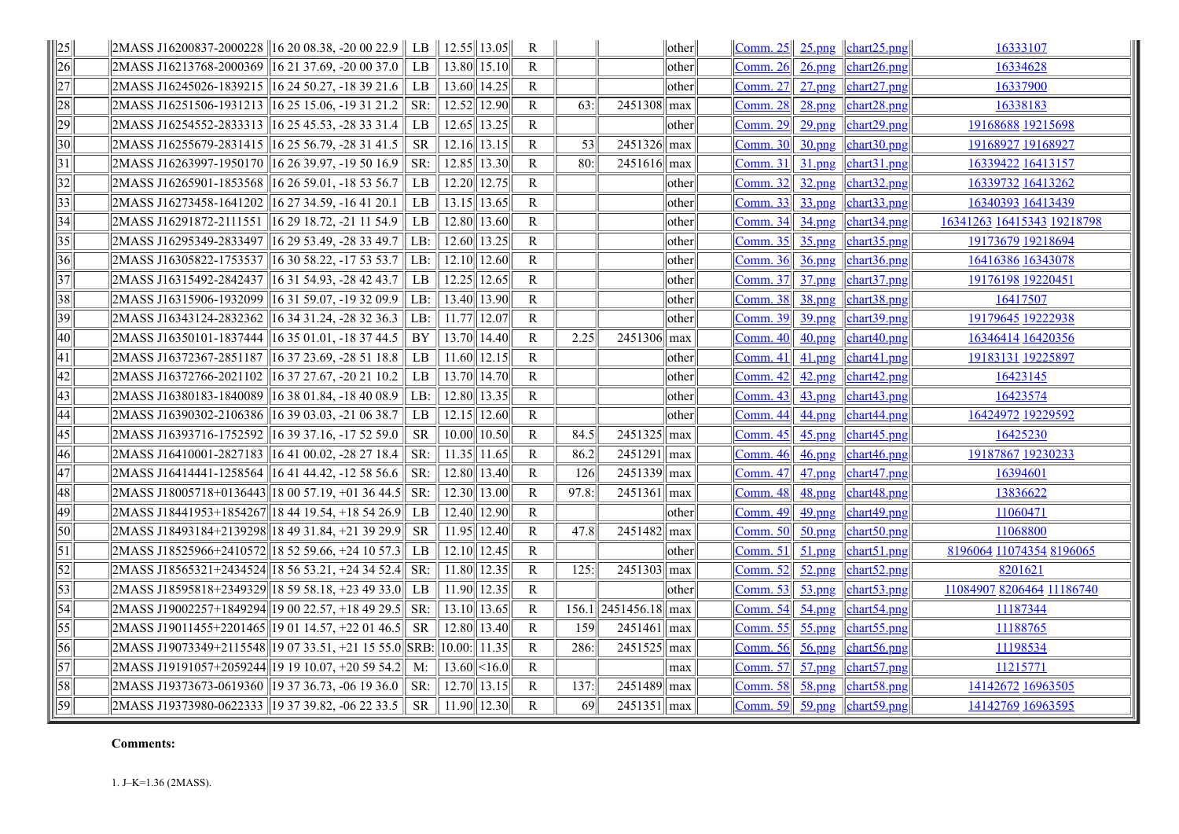| | | | | | | | | | | | | | |
|---|---|---|---|---|---|---|---|---|---|---|---|---|---|
| 25 | 2MASS J16200837-2000228 | 16 20 08.38, -20 00 22.9 | LB | 12.55 | 13.05 | R | | | other | Comm. 25 | 25.png | chart25.png | 16333107 |
| 26 | 2MASS J16213768-2000369 | 16 21 37.69, -20 00 37.0 | LB | 13.80 | 15.10 | R | | | other | Comm. 26 | 26.png | chart26.png | 16334628 |
| 27 | 2MASS J16245026-1839215 | 16 24 50.27, -18 39 21.6 | LB | 13.60 | 14.25 | R | | | other | Comm. 27 | 27.png | chart27.png | 16337900 |
| 28 | 2MASS J16251506-1931213 | 16 25 15.06, -19 31 21.2 | SR: | 12.52 | 12.90 | R | 63: | 2451308 | max | Comm. 28 | 28.png | chart28.png | 16338183 |
| 29 | 2MASS J16254552-2833313 | 16 25 45.53, -28 33 31.4 | LB | 12.65 | 13.25 | R | | | other | Comm. 29 | 29.png | chart29.png | 19168688 19215698 |
| 30 | 2MASS J16255679-2831415 | 16 25 56.79, -28 31 41.5 | SR | 12.16 | 13.15 | R | 53 | 2451326 | max | Comm. 30 | 30.png | chart30.png | 19168927 19168927 |
| 31 | 2MASS J16263997-1950170 | 16 26 39.97, -19 50 16.9 | SR: | 12.85 | 13.30 | R | 80: | 2451616 | max | Comm. 31 | 31.png | chart31.png | 16339422 16413157 |
| 32 | 2MASS J16265901-1853568 | 16 26 59.01, -18 53 56.7 | LB | 12.20 | 12.75 | R | | | other | Comm. 32 | 32.png | chart32.png | 16339732 16413262 |
| 33 | 2MASS J16273458-1641202 | 16 27 34.59, -16 41 20.1 | LB | 13.15 | 13.65 | R | | | other | Comm. 33 | 33.png | chart33.png | 16340393 16413439 |
| 34 | 2MASS J16291872-2111551 | 16 29 18.72, -21 11 54.9 | LB | 12.80 | 13.60 | R | | | other | Comm. 34 | 34.png | chart34.png | 16341263 16415343 19218798 |
| 35 | 2MASS J16295349-2833497 | 16 29 53.49, -28 33 49.7 | LB: | 12.60 | 13.25 | R | | | other | Comm. 35 | 35.png | chart35.png | 19173679 19218694 |
| 36 | 2MASS J16305822-1753537 | 16 30 58.22, -17 53 53.7 | LB: | 12.10 | 12.60 | R | | | other | Comm. 36 | 36.png | chart36.png | 16416386 16343078 |
| 37 | 2MASS J16315492-2842437 | 16 31 54.93, -28 42 43.7 | LB | 12.25 | 12.65 | R | | | other | Comm. 37 | 37.png | chart37.png | 19176198 19220451 |
| 38 | 2MASS J16315906-1932099 | 16 31 59.07, -19 32 09.9 | LB: | 13.40 | 13.90 | R | | | other | Comm. 38 | 38.png | chart38.png | 16417507 |
| 39 | 2MASS J16343124-2832362 | 16 34 31.24, -28 32 36.3 | LB: | 11.77 | 12.07 | R | | | other | Comm. 39 | 39.png | chart39.png | 19179645 19222938 |
| 40 | 2MASS J16350101-1837444 | 16 35 01.01, -18 37 44.5 | BY | 13.70 | 14.40 | R | 2.25 | 2451306 | max | Comm. 40 | 40.png | chart40.png | 16346414 16420356 |
| 41 | 2MASS J16372367-2851187 | 16 37 23.69, -28 51 18.8 | LB | 11.60 | 12.15 | R | | | other | Comm. 41 | 41.png | chart41.png | 19183131 19225897 |
| 42 | 2MASS J16372766-2021102 | 16 37 27.67, -20 21 10.2 | LB | 13.70 | 14.70 | R | | | other | Comm. 42 | 42.png | chart42.png | 16423145 |
| 43 | 2MASS J16380183-1840089 | 16 38 01.84, -18 40 08.9 | LB: | 12.80 | 13.35 | R | | | other | Comm. 43 | 43.png | chart43.png | 16423574 |
| 44 | 2MASS J16390302-2106386 | 16 39 03.03, -21 06 38.7 | LB | 12.15 | 12.60 | R | | | other | Comm. 44 | 44.png | chart44.png | 16424972 19229592 |
| 45 | 2MASS J16393716-1752592 | 16 39 37.16, -17 52 59.0 | SR | 10.00 | 10.50 | R | 84.5 | 2451325 | max | Comm. 45 | 45.png | chart45.png | 16425230 |
| 46 | 2MASS J16410001-2827183 | 16 41 00.02, -28 27 18.4 | SR: | 11.35 | 11.65 | R | 86.2 | 2451291 | max | Comm. 46 | 46.png | chart46.png | 19187867 19230233 |
| 47 | 2MASS J16414441-1258564 | 16 41 44.42, -12 58 56.6 | SR: | 12.80 | 13.40 | R | 126 | 2451339 | max | Comm. 47 | 47.png | chart47.png | 16394601 |
| 48 | 2MASS J18005718+0136443 | 18 00 57.19, +01 36 44.5 | SR: | 12.30 | 13.00 | R | 97.8: | 2451361 | max | Comm. 48 | 48.png | chart48.png | 13836622 |
| 49 | 2MASS J18441953+1854267 | 18 44 19.54, +18 54 26.9 | LB | 12.40 | 12.90 | R | | | other | Comm. 49 | 49.png | chart49.png | 11060471 |
| 50 | 2MASS J18493184+2139298 | 18 49 31.84, +21 39 29.9 | SR | 11.95 | 12.40 | R | 47.8 | 2451482 | max | Comm. 50 | 50.png | chart50.png | 11068800 |
| 51 | 2MASS J18525966+2410572 | 18 52 59.66, +24 10 57.3 | LB | 12.10 | 12.45 | R | | | other | Comm. 51 | 51.png | chart51.png | 8196064 11074354 8196065 |
| 52 | 2MASS J18565321+2434524 | 18 56 53.21, +24 34 52.4 | SR: | 11.80 | 12.35 | R | 125: | 2451303 | max | Comm. 52 | 52.png | chart52.png | 8201621 |
| 53 | 2MASS J18595818+2349329 | 18 59 58.18, +23 49 33.0 | LB | 11.90 | 12.35 | R | | | other | Comm. 53 | 53.png | chart53.png | 11084907 8206464 11186740 |
| 54 | 2MASS J19002257+1849294 | 19 00 22.57, +18 49 29.5 | SR: | 13.10 | 13.65 | R | 156.1 | 2451456.18 | max | Comm. 54 | 54.png | chart54.png | 11187344 |
| 55 | 2MASS J19011455+2201465 | 19 01 14.57, +22 01 46.5 | SR | 12.80 | 13.40 | R | 159 | 2451461 | max | Comm. 55 | 55.png | chart55.png | 11188765 |
| 56 | 2MASS J19073349+2115548 | 19 07 33.51, +21 15 55.0 | SRB: | 10.00: | 11.35 | R | 286: | 2451525 | max | Comm. 56 | 56.png | chart56.png | 11198534 |
| 57 | 2MASS J19191057+2059244 | 19 19 10.07, +20 59 54.2 | M: | 13.60 | <16.0 | R | | | max | Comm. 57 | 57.png | chart57.png | 11215771 |
| 58 | 2MASS J19373673-0619360 | 19 37 36.73, -06 19 36.0 | SR: | 12.70 | 13.15 | R | 137: | 2451489 | max | Comm. 58 | 58.png | chart58.png | 14142672 16963505 |
| 59 | 2MASS J19373980-0622333 | 19 37 39.82, -06 22 33.5 | SR | 11.90 | 12.30 | R | 69 | 2451351 | max | Comm. 59 | 59.png | chart59.png | 14142769 16963595 |

**Comments:**

1. J–K=1.36 (2MASS).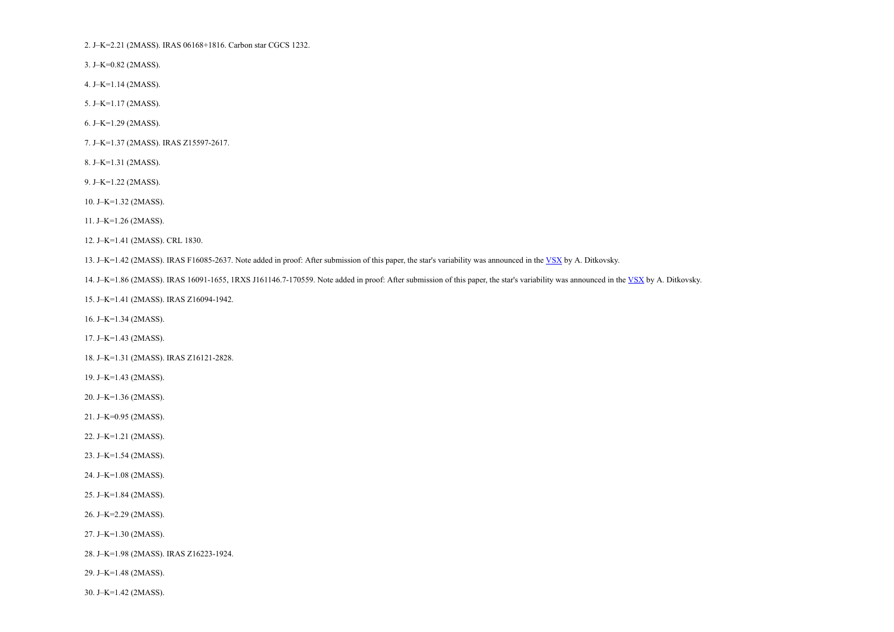2. J–K=2.21 (2MASS). IRAS 06168+1816. Carbon star CGCS 1232.

3. J–K=0.82 (2MASS).

4. J–K=1.14 (2MASS).

5. J–K=1.17 (2MASS).

6. J–K=1.29 (2MASS).

7. J–K=1.37 (2MASS). IRAS Z15597-2617.

8. J–K=1.31 (2MASS).

9. J–K=1.22 (2MASS).

10. J–K=1.32 (2MASS).

11. J–K=1.26 (2MASS).

12. J–K=1.41 (2MASS). CRL 1830.

13. J–K=1.42 (2MASS). IRAS F16085-2637. Note added in proof: After submission of this paper, the star's variability was announced in the VSX by A. Ditkovsky.

14. J–K=1.86 (2MASS). IRAS 16091-1655, 1RXS J161146.7-170559. Note added in proof: After submission of this paper, the star's variability was announced in the VSX by A. Ditkovsky.

15. J–K=1.41 (2MASS). IRAS Z16094-1942.

16. J–K=1.34 (2MASS).

17. J–K=1.43 (2MASS).

18. J–K=1.31 (2MASS). IRAS Z16121-2828.

19. J–K=1.43 (2MASS).

20. J–K=1.36 (2MASS).

21. J–K=0.95 (2MASS).

22. J–K=1.21 (2MASS).

23. J–K=1.54 (2MASS).

24. J–K=1.08 (2MASS).

25. J–K=1.84 (2MASS).

26. J–K=2.29 (2MASS).

27. J–K=1.30 (2MASS).

28. J–K=1.98 (2MASS). IRAS Z16223-1924.

29. J–K=1.48 (2MASS).

30. J–K=1.42 (2MASS).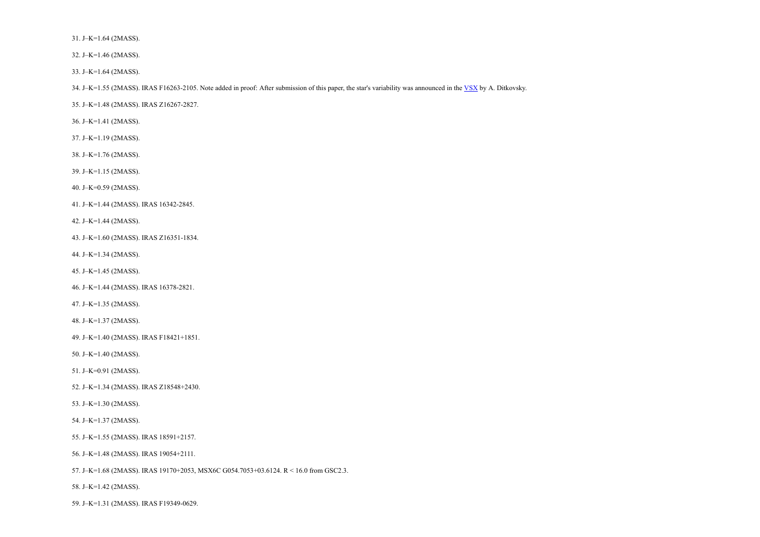31. J–K=1.64 (2MASS).

32. J–K=1.46 (2MASS).

33. J–K=1.64 (2MASS).

34. J–K=1.55 (2MASS). IRAS F16263-2105. Note added in proof: After submission of this paper, the star's variability was announced in the VSX by A. Ditkovsky.

35. J–K=1.48 (2MASS). IRAS Z16267-2827.

36. J–K=1.41 (2MASS).

37. J–K=1.19 (2MASS).

38. J–K=1.76 (2MASS).

39. J–K=1.15 (2MASS).

40. J–K=0.59 (2MASS).

41. J–K=1.44 (2MASS). IRAS 16342-2845.

42. J–K=1.44 (2MASS).

43. J–K=1.60 (2MASS). IRAS Z16351-1834.

44. J–K=1.34 (2MASS).

45. J–K=1.45 (2MASS).

46. J–K=1.44 (2MASS). IRAS 16378-2821.

47. J–K=1.35 (2MASS).

48. J–K=1.37 (2MASS).

49. J–K=1.40 (2MASS). IRAS F18421+1851.

50. J–K=1.40 (2MASS).

51. J–K=0.91 (2MASS).

52. J–K=1.34 (2MASS). IRAS Z18548+2430.

53. J–K=1.30 (2MASS).

54. J–K=1.37 (2MASS).

55. J–K=1.55 (2MASS). IRAS 18591+2157.

56. J–K=1.48 (2MASS). IRAS 19054+2111.

57. J–K=1.68 (2MASS). IRAS 19170+2053, MSX6C G054.7053+03.6124. R < 16.0 from GSC2.3.

58. J–K=1.42 (2MASS).

59. J–K=1.31 (2MASS). IRAS F19349-0629.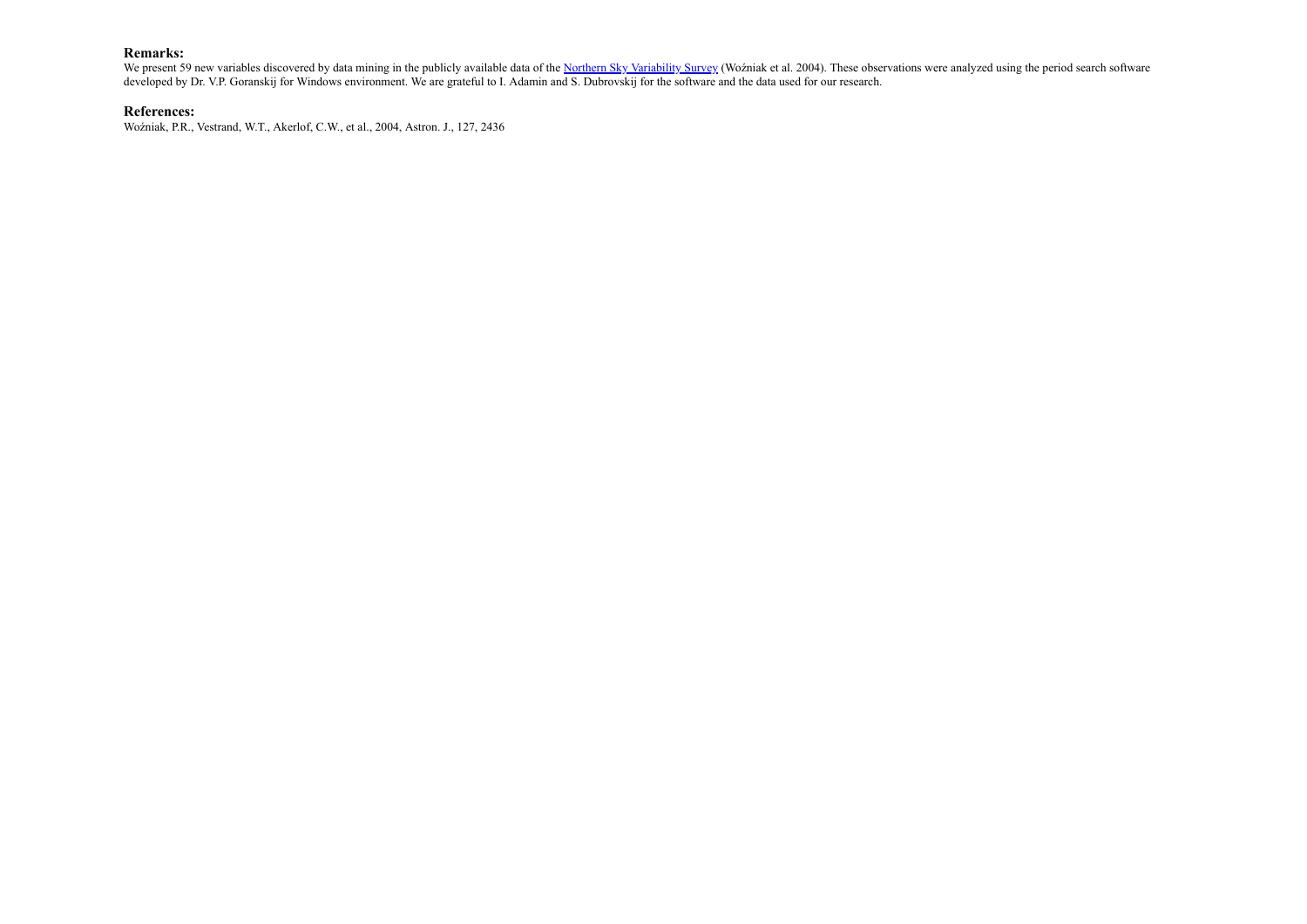**Remarks:**

We present 59 new variables discovered by data mining in the publicly available data of the Northern Sky Variability Survey (Woźniak et al. 2004). These observations were analyzed using the period search software developed by Dr. V.P. Goranskij for Windows environment. We are grateful to I. Adamin and S. Dubrovskij for the software and the data used for our research.

**References:**

Woźniak, P.R., Vestrand, W.T., Akerlof, C.W., et al., 2004, Astron. J., 127, 2436